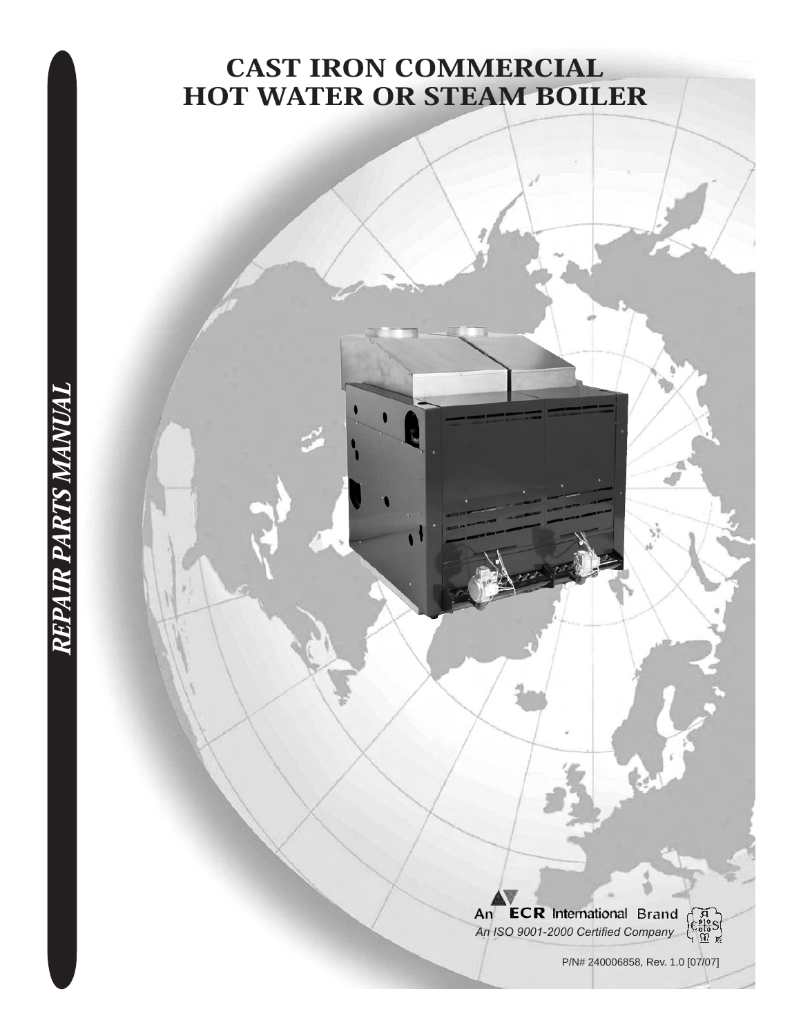# CAST IRON COMMERCIAL HOT WATER OR STEAM BOILER

*REPAIR PARTS MANUAL*

An **ECR** International Brand

*An ISO 9001-2000 Certified Company*

P/N# 240006858, Rev. 1.0 [07/07]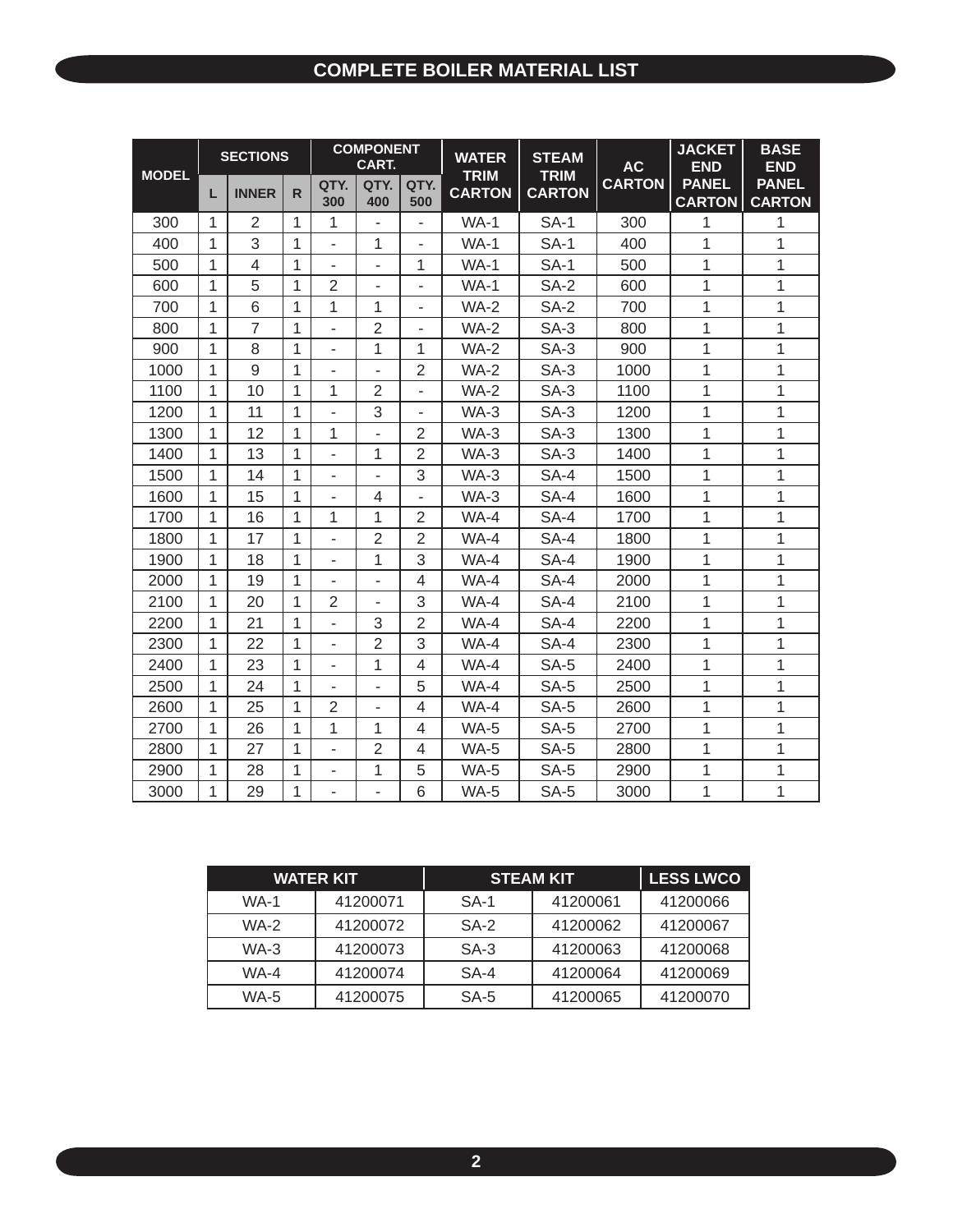# COMPLETE BOILER MATERIAL LIST

| MODEL | SECTIONS | | | COMPONENT CART. | | | WATER TRIM CARTON | STEAM TRIM CARTON | AC CARTON | JACKET END PANEL CARTON | BASE END PANEL CARTON |
|---|---|---|---|---|---|---|---|---|---|---|---|
| | L | INNER | R | QTY. 300 | QTY. 400 | QTY. 500 | | | | | |
| 300 | 1 | 2 | 1 | 1 | - | - | WA-1 | SA-1 | 300 | 1 | 1 |
| 400 | 1 | 3 | 1 | - | 1 | - | WA-1 | SA-1 | 400 | 1 | 1 |
| 500 | 1 | 4 | 1 | - | - | 1 | WA-1 | SA-1 | 500 | 1 | 1 |
| 600 | 1 | 5 | 1 | 2 | - | - | WA-1 | SA-2 | 600 | 1 | 1 |
| 700 | 1 | 6 | 1 | 1 | 1 | - | WA-2 | SA-2 | 700 | 1 | 1 |
| 800 | 1 | 7 | 1 | - | 2 | - | WA-2 | SA-3 | 800 | 1 | 1 |
| 900 | 1 | 8 | 1 | - | 1 | 1 | WA-2 | SA-3 | 900 | 1 | 1 |
| 1000 | 1 | 9 | 1 | - | - | 2 | WA-2 | SA-3 | 1000 | 1 | 1 |
| 1100 | 1 | 10 | 1 | 1 | 2 | - | WA-2 | SA-3 | 1100 | 1 | 1 |
| 1200 | 1 | 11 | 1 | - | 3 | - | WA-3 | SA-3 | 1200 | 1 | 1 |
| 1300 | 1 | 12 | 1 | 1 | - | 2 | WA-3 | SA-3 | 1300 | 1 | 1 |
| 1400 | 1 | 13 | 1 | - | 1 | 2 | WA-3 | SA-3 | 1400 | 1 | 1 |
| 1500 | 1 | 14 | 1 | - | - | 3 | WA-3 | SA-4 | 1500 | 1 | 1 |
| 1600 | 1 | 15 | 1 | - | 4 | - | WA-3 | SA-4 | 1600 | 1 | 1 |
| 1700 | 1 | 16 | 1 | 1 | 1 | 2 | WA-4 | SA-4 | 1700 | 1 | 1 |
| 1800 | 1 | 17 | 1 | - | 2 | 2 | WA-4 | SA-4 | 1800 | 1 | 1 |
| 1900 | 1 | 18 | 1 | - | 1 | 3 | WA-4 | SA-4 | 1900 | 1 | 1 |
| 2000 | 1 | 19 | 1 | - | - | 4 | WA-4 | SA-4 | 2000 | 1 | 1 |
| 2100 | 1 | 20 | 1 | 2 | - | 3 | WA-4 | SA-4 | 2100 | 1 | 1 |
| 2200 | 1 | 21 | 1 | - | 3 | 2 | WA-4 | SA-4 | 2200 | 1 | 1 |
| 2300 | 1 | 22 | 1 | - | 2 | 3 | WA-4 | SA-4 | 2300 | 1 | 1 |
| 2400 | 1 | 23 | 1 | - | 1 | 4 | WA-4 | SA-5 | 2400 | 1 | 1 |
| 2500 | 1 | 24 | 1 | - | - | 5 | WA-4 | SA-5 | 2500 | 1 | 1 |
| 2600 | 1 | 25 | 1 | 2 | - | 4 | WA-4 | SA-5 | 2600 | 1 | 1 |
| 2700 | 1 | 26 | 1 | 1 | 1 | 4 | WA-5 | SA-5 | 2700 | 1 | 1 |
| 2800 | 1 | 27 | 1 | - | 2 | 4 | WA-5 | SA-5 | 2800 | 1 | 1 |
| 2900 | 1 | 28 | 1 | - | 1 | 5 | WA-5 | SA-5 | 2900 | 1 | 1 |
| 3000 | 1 | 29 | 1 | - | - | 6 | WA-5 | SA-5 | 3000 | 1 | 1 |

| WATER KIT | | STEAM KIT | | LESS LWCO |
|---|---|---|---|---|
| WA-1 | 41200071 | SA-1 | 41200061 | 41200066 |
| WA-2 | 41200072 | SA-2 | 41200062 | 41200067 |
| WA-3 | 41200073 | SA-3 | 41200063 | 41200068 |
| WA-4 | 41200074 | SA-4 | 41200064 | 41200069 |
| WA-5 | 41200075 | SA-5 | 41200065 | 41200070 |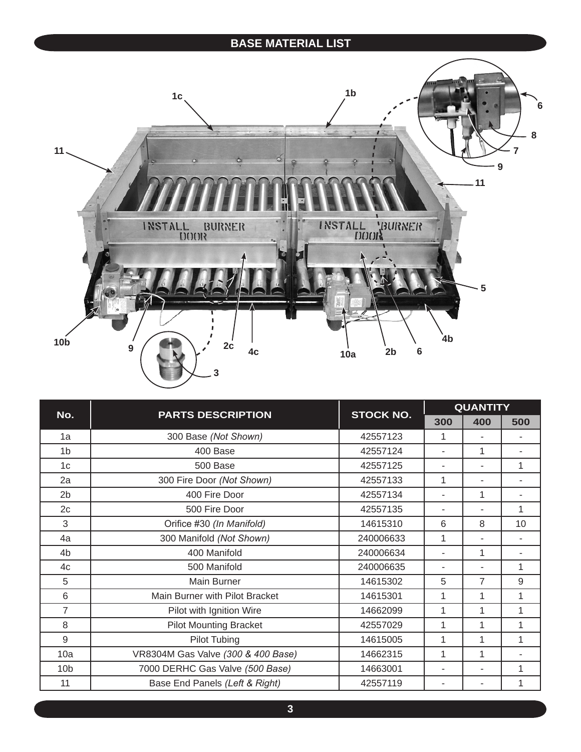## BASE MATERIAL LIST

| No. | PARTS DESCRIPTION | STOCK NO. | QUANTITY | | |
|---|---|---|---|---|---|
| | | | 300 | 400 | 500 |
| 1a | 300 Base *(Not Shown)* | 42557123 | 1 | - | - |
| 1b | 400 Base | 42557124 | - | 1 | - |
| 1c | 500 Base | 42557125 | - | - | 1 |
| 2a | 300 Fire Door *(Not Shown)* | 42557133 | 1 | - | - |
| 2b | 400 Fire Door | 42557134 | - | 1 | - |
| 2c | 500 Fire Door | 42557135 | - | - | 1 |
| 3 | Orifice #30 *(In Manifold)* | 14615310 | 6 | 8 | 10 |
| 4a | 300 Manifold *(Not Shown)* | 240006633 | 1 | - | - |
| 4b | 400 Manifold | 240006634 | - | 1 | - |
| 4c | 500 Manifold | 240006635 | - | - | 1 |
| 5 | Main Burner | 14615302 | 5 | 7 | 9 |
| 6 | Main Burner with Pilot Bracket | 14615301 | 1 | 1 | 1 |
| 7 | Pilot with Ignition Wire | 14662099 | 1 | 1 | 1 |
| 8 | Pilot Mounting Bracket | 42557029 | 1 | 1 | 1 |
| 9 | Pilot Tubing | 14615005 | 1 | 1 | 1 |
| 10a | VR8304M Gas Valve *(300 & 400 Base)* | 14662315 | 1 | 1 | - |
| 10b | 7000 DERHC Gas Valve *(500 Base)* | 14663001 | - | - | 1 |
| 11 | Base End Panels *(Left & Right)* | 42557119 | - | - | 1 |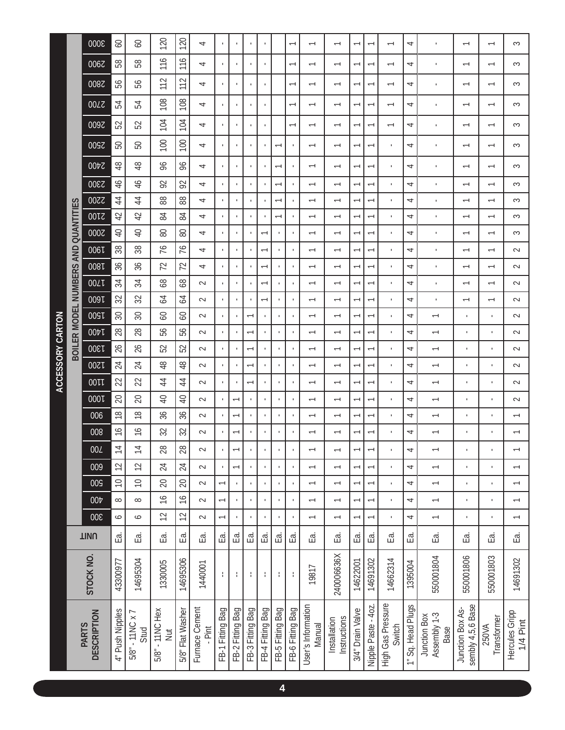## ACCESSORY CARTON

| PARTS DESCRIPTION | STOCK NO. | UNIT | BOILER MODEL NUMBERS AND QUANTITIES | | | | | | | | | | | | | | | | | | | | | | | | | | | |
|---|---|---|---|---|---|---|---|---|---|---|---|---|---|---|---|---|---|---|---|---|---|---|---|---|---|---|---|---|---|---|
| | | | 300 | 400 | 500 | 600 | 700 | 800 | 900 | 1000 | 1100 | 1200 | 1300 | 1400 | 1500 | 1600 | 1700 | 1800 | 1900 | 2000 | 2100 | 2200 | 2300 | 2400 | 2500 | 2600 | 2700 | 2800 | 2900 | 3000 |
| 4" Push Nipples | 43300977 | Ea. | 6 | 8 | 10 | 12 | 14 | 16 | 18 | 20 | 22 | 24 | 26 | 28 | 30 | 32 | 34 | 36 | 38 | 40 | 42 | 44 | 46 | 48 | 50 | 52 | 54 | 56 | 58 | 60 |
| 5/8" - 11NC x 7 Stud | 14695304 | Ea. | 6 | 8 | 10 | 12 | 14 | 16 | 18 | 20 | 22 | 24 | 26 | 28 | 30 | 32 | 34 | 36 | 38 | 40 | 42 | 44 | 46 | 48 | 50 | 52 | 54 | 56 | 58 | 60 |
| 5/8" - 11NC Hex Nut | 1330005 | Ea. | 12 | 16 | 20 | 24 | 28 | 32 | 36 | 40 | 44 | 48 | 52 | 56 | 60 | 64 | 68 | 72 | 76 | 80 | 84 | 88 | 92 | 96 | 100 | 104 | 108 | 112 | 116 | 120 |
| 5/8" Flat Washer | 14695306 | Ea. | 12 | 16 | 20 | 24 | 28 | 32 | 36 | 40 | 44 | 48 | 52 | 56 | 60 | 64 | 68 | 72 | 76 | 80 | 84 | 88 | 92 | 96 | 100 | 104 | 108 | 112 | 116 | 120 |
| Furnace Cement - Pint | 1440001 | Ea. | 2 | 2 | 2 | 2 | 2 | 2 | 2 | 2 | 2 | 2 | 2 | 2 | 2 | 2 | 2 | 4 | 4 | 4 | 4 | 4 | 4 | 4 | 4 | 4 | 4 | 4 | 4 | 4 |
| FB-1 Fitting Bag | -- | Ea. | 1 | 1 | 1 | - | - | - | - | - | - | - | - | - | - | - | - | - | - | - | - | - | - | - | - | - | - | - | - | - |
| FB-2 Fitting Bag | -- | Ea. | - | - | - | 1 | 1 | 1 | 1 | 1 | - | - | - | - | - | - | - | - | - | - | - | - | - | - | - | - | - | - | - | - |
| FB-3 Fitting Bag | -- | Ea. | - | - | - | - | - | - | - | - | 1 | 1 | 1 | 1 | 1 | - | - | - | - | - | - | - | - | - | - | - | - | - | - | - |
| FB-4 Fitting Bag | -- | Ea. | - | - | - | - | - | - | - | - | - | - | - | - | - | 1 | 1 | 1 | 1 | 1 | - | - | - | - | - | - | - | - | - | - |
| FB-5 Fitting Bag | -- | Ea. | - | - | - | - | - | - | - | - | - | - | - | - | - | - | - | - | - | - | 1 | 1 | 1 | 1 | 1 | | | | | |
| FB-6 Fitting Bag | -- | Ea. | - | - | - | - | - | - | - | - | - | - | - | - | - | - | - | - | - | - | - | - | - | - | - | 1 | 1 | 1 | 1 | 1 |
| User's Information Manual | 19817 | Ea. | 1 | 1 | 1 | 1 | 1 | 1 | 1 | 1 | 1 | 1 | 1 | 1 | 1 | 1 | 1 | 1 | 1 | 1 | 1 | 1 | 1 | 1 | 1 | 1 | 1 | 1 | 1 | 1 |
| Installation Instructions | 240006636X | Ea. | 1 | 1 | 1 | 1 | 1 | 1 | 1 | 1 | 1 | 1 | 1 | 1 | 1 | 1 | 1 | 1 | 1 | 1 | 1 | 1 | 1 | 1 | 1 | 1 | 1 | 1 | 1 | 1 |
| 3/4" Drain Valve | 14622001 | Ea. | 1 | 1 | 1 | 1 | 1 | 1 | 1 | 1 | 1 | 1 | 1 | 1 | 1 | 1 | 1 | 1 | 1 | 1 | 1 | 1 | 1 | 1 | 1 | 1 | 1 | 1 | 1 | 1 |
| Nipple Paste - 4oz. | 14691302 | Ea. | 1 | 1 | 1 | 1 | 1 | 1 | 1 | 1 | 1 | 1 | 1 | 1 | 1 | 1 | 1 | 1 | 1 | 1 | 1 | 1 | 1 | 1 | 1 | 1 | 1 | 1 | 1 | 1 |
| High Gas Pressure Switch | 14662314 | Ea. | - | - | - | - | - | - | - | - | - | - | - | - | - | - | - | - | - | - | - | - | - | - | - | 1 | 1 | 1 | 1 | 1 |
| 1" Sq. Head Plugs | 1395004 | Ea. | 4 | 4 | 4 | 4 | 4 | 4 | 4 | 4 | 4 | 4 | 4 | 4 | 4 | 4 | 4 | 4 | 4 | 4 | 4 | 4 | 4 | 4 | 4 | 4 | 4 | 4 | 4 | 4 |
| Junction Box Assembly 1-3 Base | 550001804 | Ea. | 1 | 1 | 1 | 1 | 1 | 1 | 1 | 1 | 1 | 1 | 1 | 1 | 1 | - | - | - | - | - | - | - | - | - | - | - | - | - | - | - |
| Junction Box Assembly 4,5,6 Base | 550001806 | Ea. | - | - | - | - | - | - | - | - | - | - | - | - | - | 1 | 1 | 1 | 1 | 1 | 1 | 1 | 1 | 1 | 1 | 1 | 1 | 1 | 1 | 1 |
| 250VA Transformer | 550001803 | Ea. | - | - | - | - | - | - | - | - | - | - | - | - | - | 1 | 1 | 1 | 1 | 1 | 1 | 1 | 1 | 1 | 1 | 1 | 1 | 1 | 1 | 1 |
| Hercules Gripp 1/4 Pint | 14691302 | Ea. | 1 | 1 | 1 | 1 | 1 | 1 | 1 | 2 | 2 | 2 | 2 | 2 | 2 | 2 | 2 | 2 | 2 | 3 | 3 | 3 | 3 | 3 | 3 | 3 | 3 | 3 | 3 | 3 |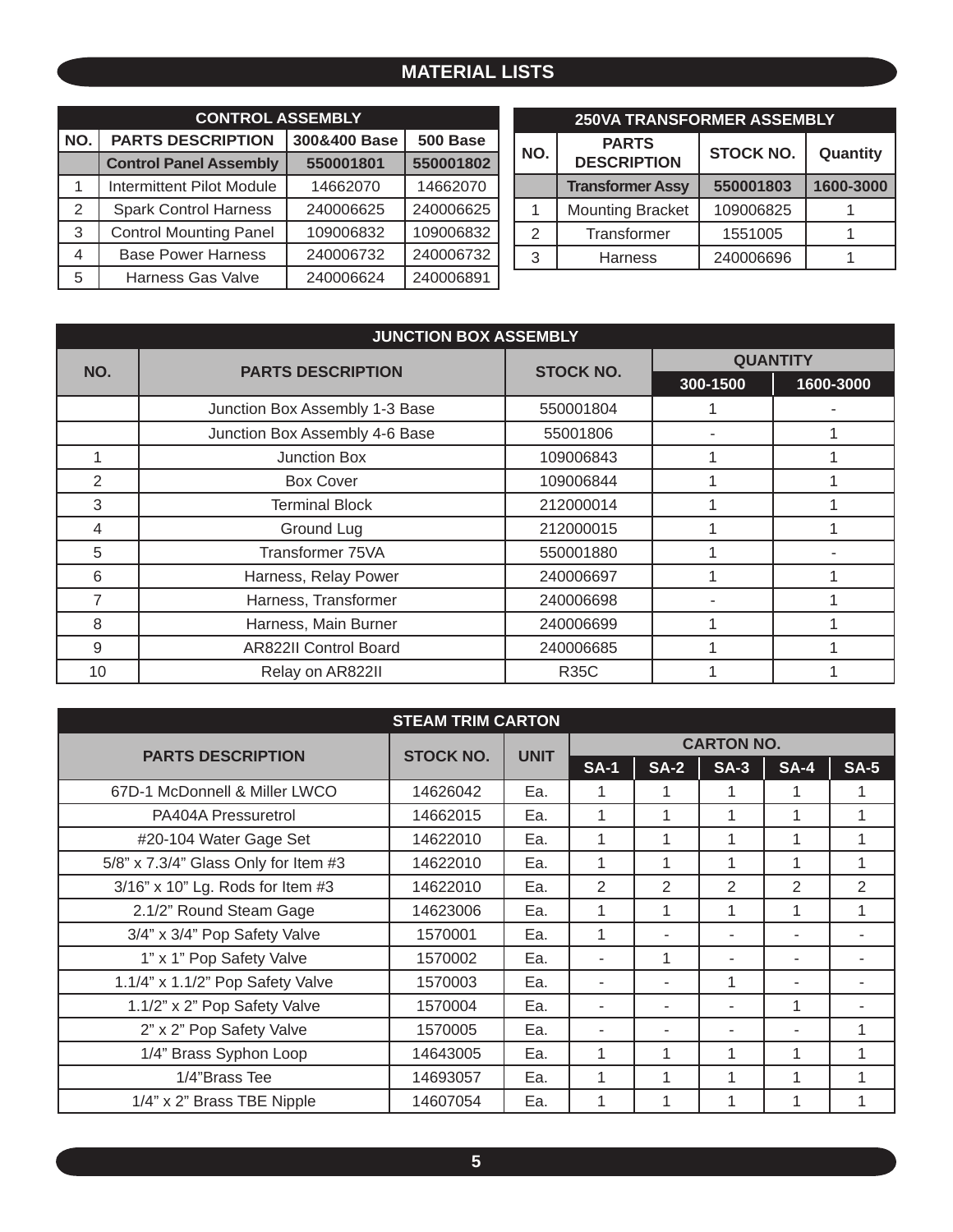# MATERIAL LISTS

| CONTROL ASSEMBLY | | | |
|---|---|---|---|
| NO. | PARTS DESCRIPTION | 300&400 Base | 500 Base |
| | **Control Panel Assembly** | **550001801** | **550001802** |
| 1 | Intermittent Pilot Module | 14662070 | 14662070 |
| 2 | Spark Control Harness | 240006625 | 240006625 |
| 3 | Control Mounting Panel | 109006832 | 109006832 |
| 4 | Base Power Harness | 240006732 | 240006732 |
| 5 | Harness Gas Valve | 240006624 | 240006891 |

| 250VA TRANSFORMER ASSEMBLY | | | |
|---|---|---|---|
| NO. | PARTS DESCRIPTION | STOCK NO. | Quantity |
| | **Transformer Assy** | **550001803** | **1600-3000** |
| 1 | Mounting Bracket | 109006825 | 1 |
| 2 | Transformer | 1551005 | 1 |
| 3 | Harness | 240006696 | 1 |

| JUNCTION BOX ASSEMBLY | | | | |
|---|---|---|---|---|
| NO. | PARTS DESCRIPTION | STOCK NO. | QUANTITY | |
| | | | 300-1500 | 1600-3000 |
| | Junction Box Assembly 1-3 Base | 550001804 | 1 | - |
| | Junction Box Assembly 4-6 Base | 55001806 | - | 1 |
| 1 | Junction Box | 109006843 | 1 | 1 |
| 2 | Box Cover | 109006844 | 1 | 1 |
| 3 | Terminal Block | 212000014 | 1 | 1 |
| 4 | Ground Lug | 212000015 | 1 | 1 |
| 5 | Transformer 75VA | 550001880 | 1 | - |
| 6 | Harness, Relay Power | 240006697 | 1 | 1 |
| 7 | Harness, Transformer | 240006698 | - | 1 |
| 8 | Harness, Main Burner | 240006699 | 1 | 1 |
| 9 | AR822II Control Board | 240006685 | 1 | 1 |
| 10 | Relay on AR822II | R35C | 1 | 1 |

| STEAM TRIM CARTON | | | | | | | |
|---|---|---|---|---|---|---|---|
| PARTS DESCRIPTION | STOCK NO. | UNIT | CARTON NO. | | | | |
| | | | SA-1 | SA-2 | SA-3 | SA-4 | SA-5 |
| 67D-1 McDonnell & Miller LWCO | 14626042 | Ea. | 1 | 1 | 1 | 1 | 1 |
| PA404A Pressuretrol | 14662015 | Ea. | 1 | 1 | 1 | 1 | 1 |
| #20-104 Water Gage Set | 14622010 | Ea. | 1 | 1 | 1 | 1 | 1 |
| 5/8" x 7.3/4" Glass Only for Item #3 | 14622010 | Ea. | 1 | 1 | 1 | 1 | 1 |
| 3/16" x 10" Lg. Rods for Item #3 | 14622010 | Ea. | 2 | 2 | 2 | 2 | 2 |
| 2.1/2" Round Steam Gage | 14623006 | Ea. | 1 | 1 | 1 | 1 | 1 |
| 3/4" x 3/4" Pop Safety Valve | 1570001 | Ea. | 1 | - | - | - | - |
| 1" x 1" Pop Safety Valve | 1570002 | Ea. | - | 1 | - | - | - |
| 1.1/4" x 1.1/2" Pop Safety Valve | 1570003 | Ea. | - | - | 1 | - | - |
| 1.1/2" x 2" Pop Safety Valve | 1570004 | Ea. | - | - | - | 1 | - |
| 2" x 2" Pop Safety Valve | 1570005 | Ea. | - | - | - | - | 1 |
| 1/4" Brass Syphon Loop | 14643005 | Ea. | 1 | 1 | 1 | 1 | 1 |
| 1/4"Brass Tee | 14693057 | Ea. | 1 | 1 | 1 | 1 | 1 |
| 1/4" x 2" Brass TBE Nipple | 14607054 | Ea. | 1 | 1 | 1 | 1 | 1 |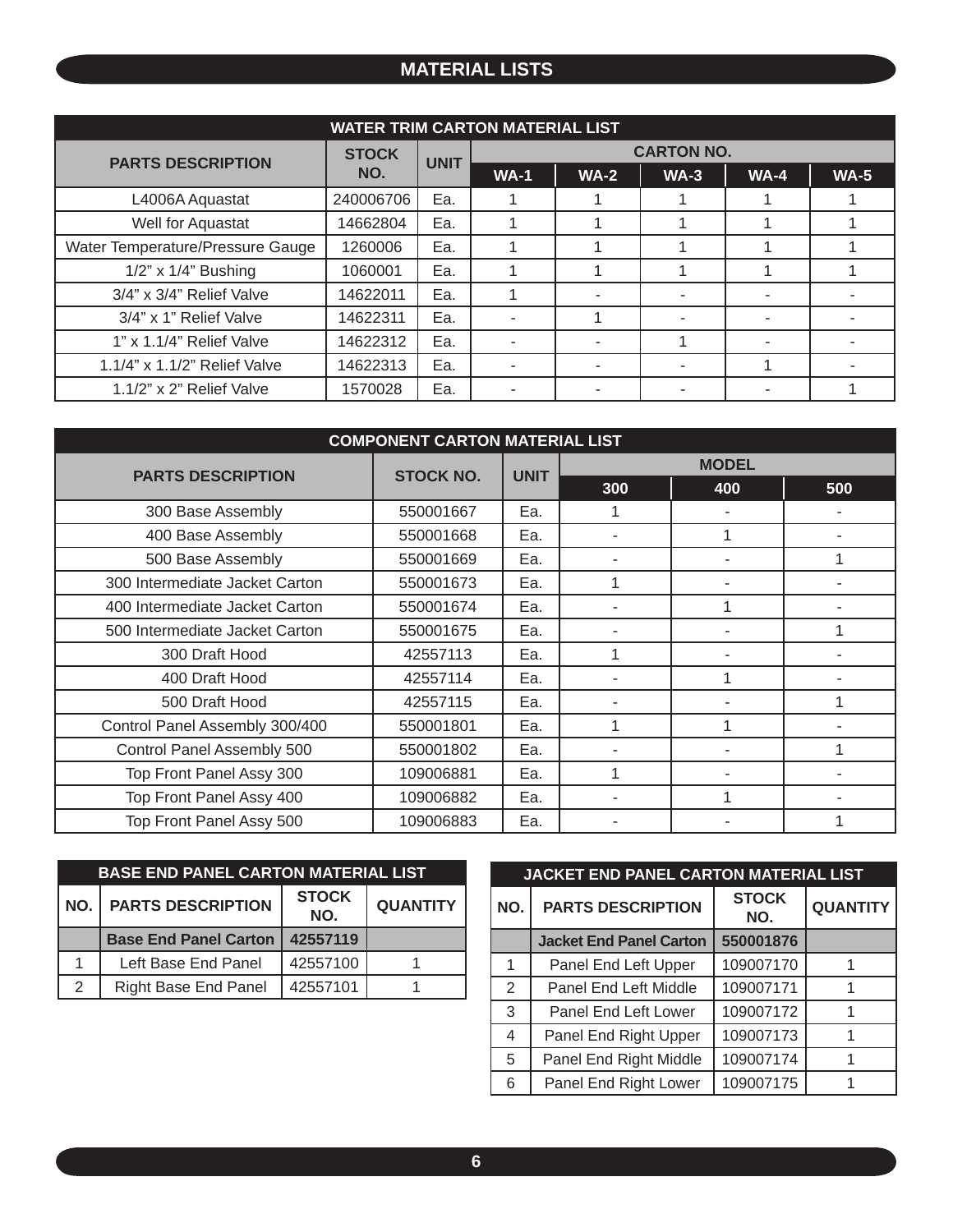# MATERIAL LISTS

| WATER TRIM CARTON MATERIAL LIST | | | | | | | |
|---|---|---|---|---|---|---|---|
| PARTS DESCRIPTION | STOCK NO. | UNIT | CARTON NO. | | | | |
| | | | WA-1 | WA-2 | WA-3 | WA-4 | WA-5 |
| L4006A Aquastat | 240006706 | Ea. | 1 | 1 | 1 | 1 | 1 |
| Well for Aquastat | 14662804 | Ea. | 1 | 1 | 1 | 1 | 1 |
| Water Temperature/Pressure Gauge | 1260006 | Ea. | 1 | 1 | 1 | 1 | 1 |
| 1/2" x 1/4" Bushing | 1060001 | Ea. | 1 | 1 | 1 | 1 | 1 |
| 3/4" x 3/4" Relief Valve | 14622011 | Ea. | 1 | - | - | - | - |
| 3/4" x 1" Relief Valve | 14622311 | Ea. | - | 1 | - | - | - |
| 1" x 1.1/4" Relief Valve | 14622312 | Ea. | - | - | 1 | - | - |
| 1.1/4" x 1.1/2" Relief Valve | 14622313 | Ea. | - | - | - | 1 | - |
| 1.1/2" x 2" Relief Valve | 1570028 | Ea. | - | - | - | - | 1 |

| COMPONENT CARTON MATERIAL LIST | | | | | |
|---|---|---|---|---|---|
| PARTS DESCRIPTION | STOCK NO. | UNIT | MODEL | | |
| | | | 300 | 400 | 500 |
| 300 Base Assembly | 550001667 | Ea. | 1 | - | - |
| 400 Base Assembly | 550001668 | Ea. | - | 1 | - |
| 500 Base Assembly | 550001669 | Ea. | - | - | 1 |
| 300 Intermediate Jacket Carton | 550001673 | Ea. | 1 | - | - |
| 400 Intermediate Jacket Carton | 550001674 | Ea. | - | 1 | - |
| 500 Intermediate Jacket Carton | 550001675 | Ea. | - | - | 1 |
| 300 Draft Hood | 42557113 | Ea. | 1 | - | - |
| 400 Draft Hood | 42557114 | Ea. | - | 1 | - |
| 500 Draft Hood | 42557115 | Ea. | - | - | 1 |
| Control Panel Assembly 300/400 | 550001801 | Ea. | 1 | 1 | - |
| Control Panel Assembly 500 | 550001802 | Ea. | - | - | 1 |
| Top Front Panel Assy 300 | 109006881 | Ea. | 1 | - | - |
| Top Front Panel Assy 400 | 109006882 | Ea. | - | 1 | - |
| Top Front Panel Assy 500 | 109006883 | Ea. | - | - | 1 |

| BASE END PANEL CARTON MATERIAL LIST | | | |
|---|---|---|---|
| NO. | PARTS DESCRIPTION | STOCK NO. | QUANTITY |
| | **Base End Panel Carton** | **42557119** | |
| 1 | Left Base End Panel | 42557100 | 1 |
| 2 | Right Base End Panel | 42557101 | 1 |

| JACKET END PANEL CARTON MATERIAL LIST | | | |
|---|---|---|---|
| NO. | PARTS DESCRIPTION | STOCK NO. | QUANTITY |
| | **Jacket End Panel Carton** | **550001876** | |
| 1 | Panel End Left Upper | 109007170 | 1 |
| 2 | Panel End Left Middle | 109007171 | 1 |
| 3 | Panel End Left Lower | 109007172 | 1 |
| 4 | Panel End Right Upper | 109007173 | 1 |
| 5 | Panel End Right Middle | 109007174 | 1 |
| 6 | Panel End Right Lower | 109007175 | 1 |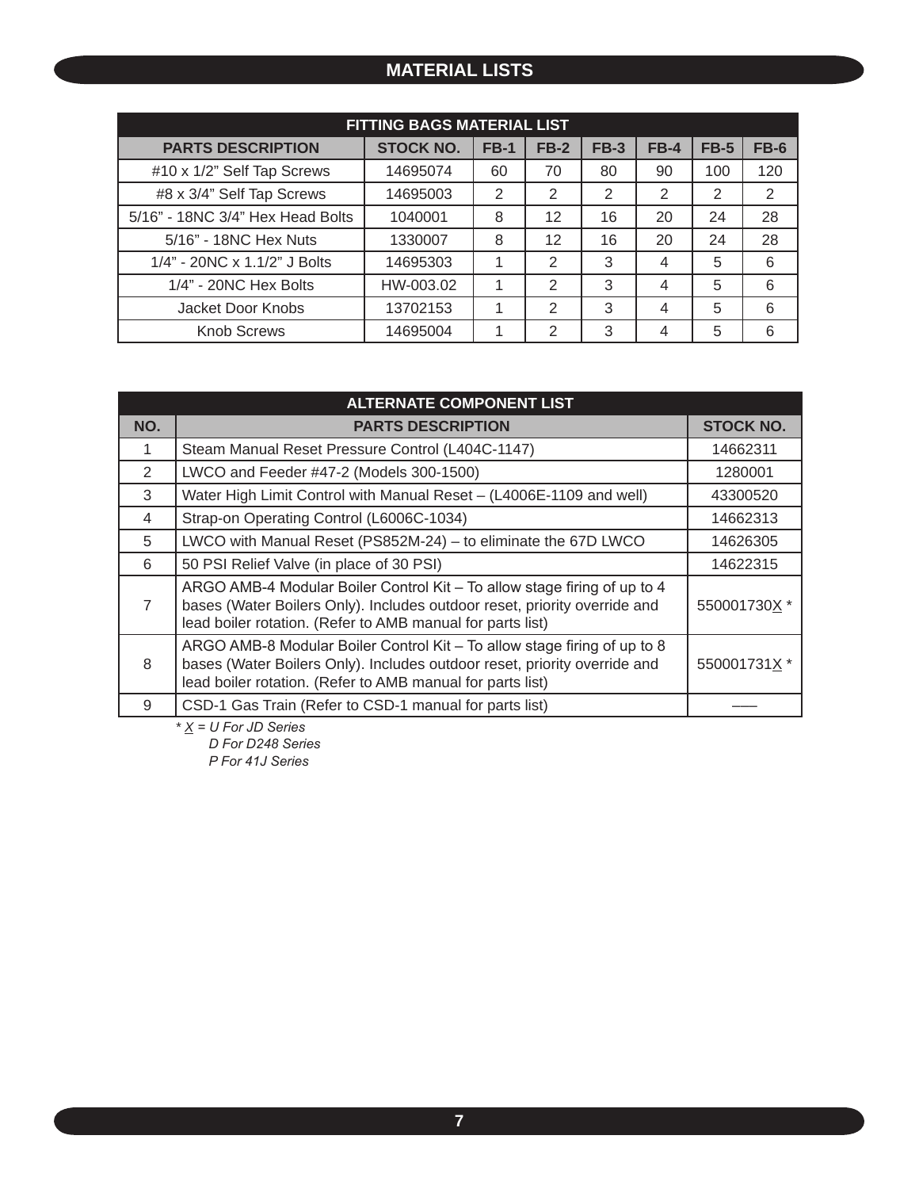# MATERIAL LISTS

| FITTING BAGS MATERIAL LIST | | | | | | | |
|---|---|---|---|---|---|---|---|
| **PARTS DESCRIPTION** | **STOCK NO.** | **FB-1** | **FB-2** | **FB-3** | **FB-4** | **FB-5** | **FB-6** |
| #10 x 1/2" Self Tap Screws | 14695074 | 60 | 70 | 80 | 90 | 100 | 120 |
| #8 x 3/4" Self Tap Screws | 14695003 | 2 | 2 | 2 | 2 | 2 | 2 |
| 5/16" - 18NC 3/4" Hex Head Bolts | 1040001 | 8 | 12 | 16 | 20 | 24 | 28 |
| 5/16" - 18NC Hex Nuts | 1330007 | 8 | 12 | 16 | 20 | 24 | 28 |
| 1/4" - 20NC x 1.1/2" J Bolts | 14695303 | 1 | 2 | 3 | 4 | 5 | 6 |
| 1/4" - 20NC Hex Bolts | HW-003.02 | 1 | 2 | 3 | 4 | 5 | 6 |
| Jacket Door Knobs | 13702153 | 1 | 2 | 3 | 4 | 5 | 6 |
| Knob Screws | 14695004 | 1 | 2 | 3 | 4 | 5 | 6 |

| ALTERNATE COMPONENT LIST | | |
|---|---|---|
| **NO.** | **PARTS DESCRIPTION** | **STOCK NO.** |
| 1 | Steam Manual Reset Pressure Control (L404C-1147) | 14662311 |
| 2 | LWCO and Feeder #47-2 (Models 300-1500) | 1280001 |
| 3 | Water High Limit Control with Manual Reset – (L4006E-1109 and well) | 43300520 |
| 4 | Strap-on Operating Control (L6006C-1034) | 14662313 |
| 5 | LWCO with Manual Reset (PS852M-24) – to eliminate the 67D LWCO | 14626305 |
| 6 | 50 PSI Relief Valve (in place of 30 PSI) | 14622315 |
| 7 | ARGO AMB-4 Modular Boiler Control Kit – To allow stage firing of up to 4 bases (Water Boilers Only). Includes outdoor reset, priority override and lead boiler rotation. (Refer to AMB manual for parts list) | 550001730X * |
| 8 | ARGO AMB-8 Modular Boiler Control Kit – To allow stage firing of up to 8 bases (Water Boilers Only). Includes outdoor reset, priority override and lead boiler rotation. (Refer to AMB manual for parts list) | 550001731X * |
| 9 | CSD-1 Gas Train (Refer to CSD-1 manual for parts list) | —— |

*\* X = U For JD Series*
*D For D248 Series*
*P For 41J Series*